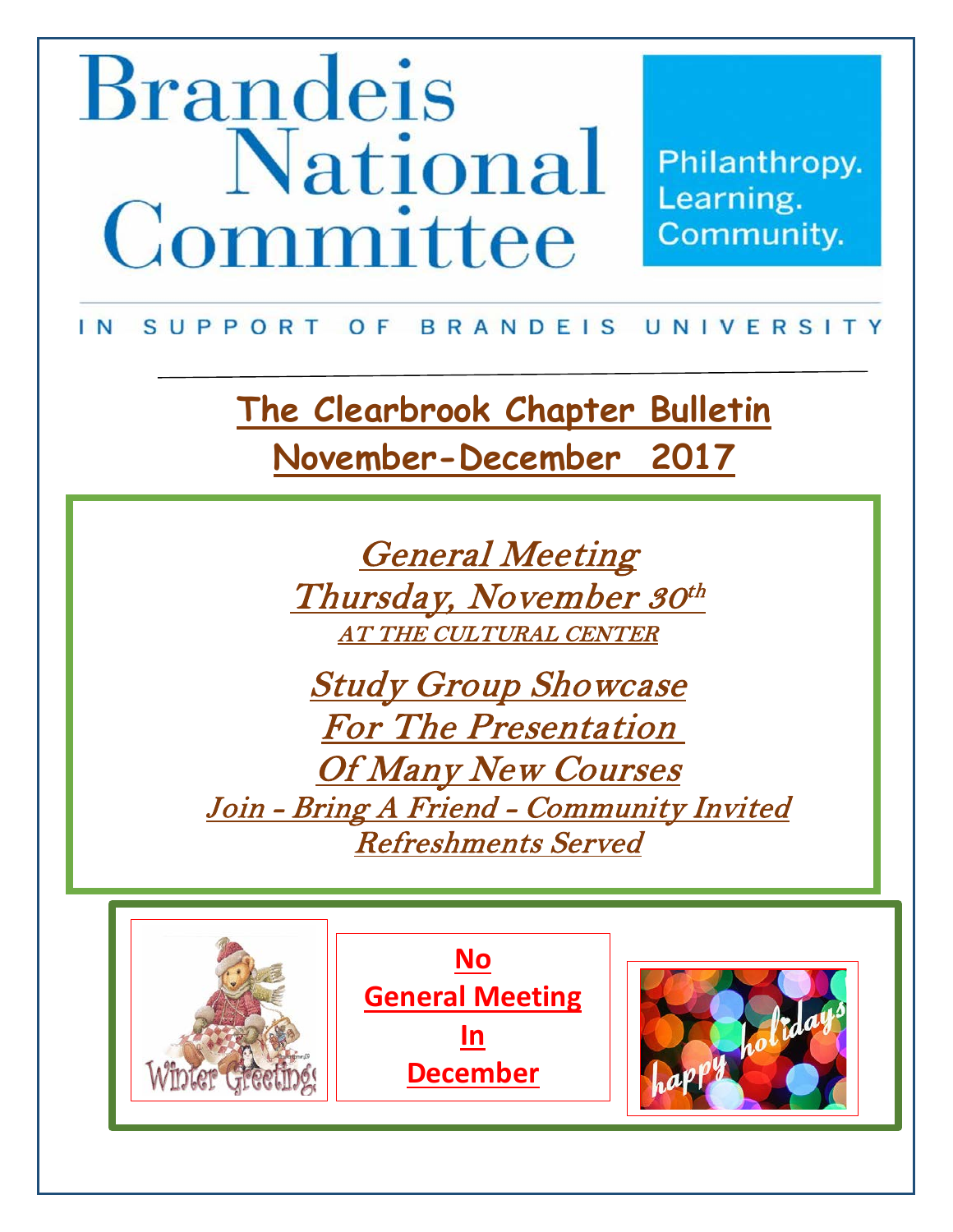# Brandeis National Committee

Philanthropy. Learning. Community.

IN SUPPORT OF BRANDEIS UNIVERSITY

## The Clearbrook Chapter Bulletin
## November-December 2017

### *General Meeting*
### *Thursday, November 30th*
*AT THE CULTURAL CENTER*

### *Study Group Showcase*
### *For The Presentation*
### *Of Many New Courses*
*Join - Bring A Friend - Community Invited*

*Refreshments Served*

Winter Greetings

**No General Meeting In December**

happy holidays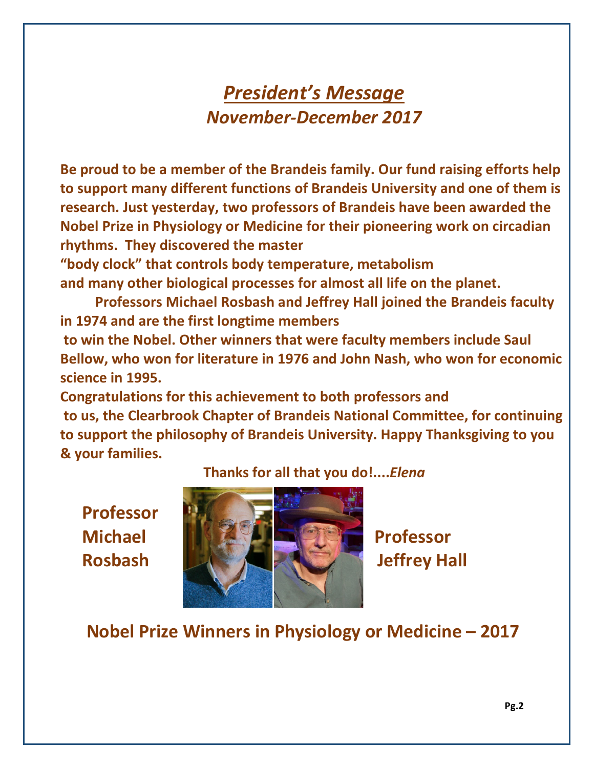# *President's Message*

## *November-December 2017*

**Be proud to be a member of the Brandeis family. Our fund raising efforts help to support many different functions of Brandeis University and one of them is research. Just yesterday, two professors of Brandeis have been awarded the Nobel Prize in Physiology or Medicine for their pioneering work on circadian rhythms. They discovered the master "body clock" that controls body temperature, metabolism and many other biological processes for almost all life on the planet.**

**Professors Michael Rosbash and Jeffrey Hall joined the Brandeis faculty in 1974 and are the first longtime members to win the Nobel. Other winners that were faculty members include Saul Bellow, who won for literature in 1976 and John Nash, who won for economic science in 1995.**

**Congratulations for this achievement to both professors and to us, the Clearbrook Chapter of Brandeis National Committee, for continuing to support the philosophy of Brandeis University. Happy Thanksgiving to you & your families.**

**Thanks for all that you do!....*Elena***

**Professor Michael Rosbash**

**Professor Jeffrey Hall**

**Nobel Prize Winners in Physiology or Medicine – 2017**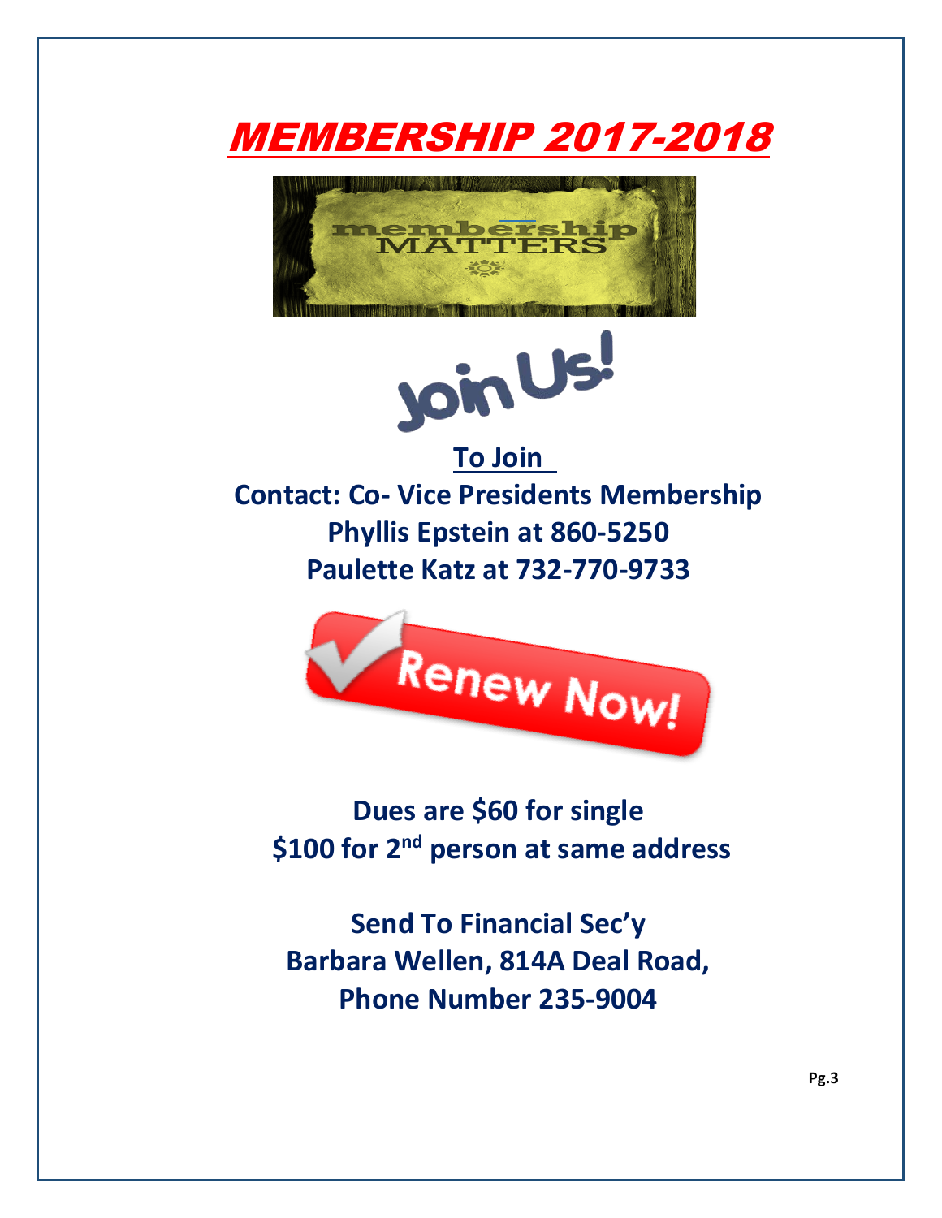# MEMBERSHIP 2017-2018

**To Join**

**Contact: Co- Vice Presidents Membership**
**Phyllis Epstein at 860-5250**
**Paulette Katz at 732-770-9733**

**Dues are $60 for single**
**$100 for 2nd person at same address**

**Send To Financial Sec'y**
**Barbara Wellen, 814A Deal Road,**
**Phone Number 235-9004**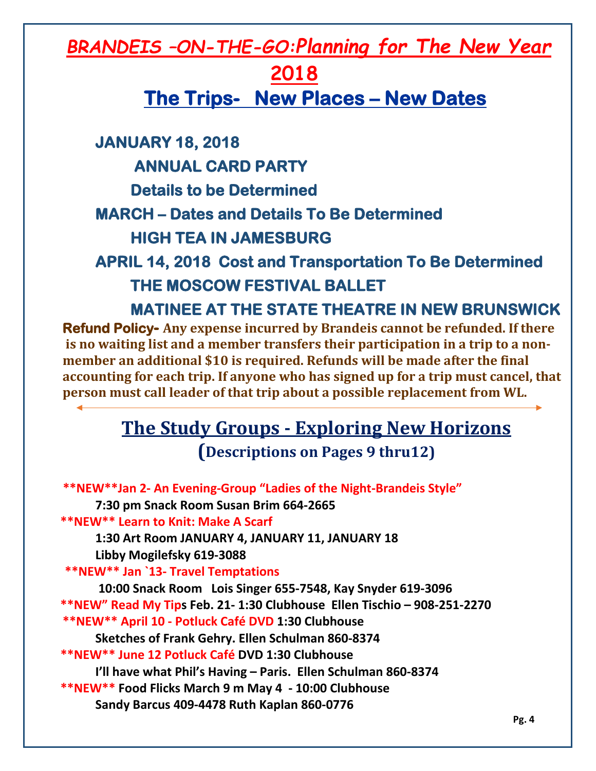# *BRANDEIS –ON-THE-GO:Planning for The New Year 2018*

## The Trips- New Places – New Dates

**JANUARY 18, 2018**

**ANNUAL CARD PARTY**

**Details to be Determined**

**MARCH – Dates and Details To Be Determined**

**HIGH TEA IN JAMESBURG**

**APRIL 14, 2018 Cost and Transportation To Be Determined**

**THE MOSCOW FESTIVAL BALLET**

**MATINEE AT THE STATE THEATRE IN NEW BRUNSWICK**

**Refund Policy- Any expense incurred by Brandeis cannot be refunded. If there is no waiting list and a member transfers their participation in a trip to a non-member an additional $10 is required. Refunds will be made after the final accounting for each trip. If anyone who has signed up for a trip must cancel, that person must call leader of that trip about a possible replacement from WL.**

---

## The Study Groups - Exploring New Horizons

**(Descriptions on Pages 9 thru12)**

**\*\*NEW\*\*Jan 2- An Evening-Group "Ladies of the Night-Brandeis Style"**
**7:30 pm Snack Room Susan Brim 664-2665**

**\*\*NEW\*\* Learn to Knit: Make A Scarf**
**1:30 Art Room JANUARY 4, JANUARY 11, JANUARY 18**
**Libby Mogilefsky 619-3088**

**\*\*NEW\*\* Jan `13- Travel Temptations**
**10:00 Snack Room Lois Singer 655-7548, Kay Snyder 619-3096**

**\*\*NEW" Read My Tips Feb. 21- 1:30 Clubhouse Ellen Tischio – 908-251-2270**

**\*\*NEW\*\* April 10 - Potluck Café DVD 1:30 Clubhouse**
**Sketches of Frank Gehry. Ellen Schulman 860-8374**

**\*\*NEW\*\* June 12 Potluck Café DVD 1:30 Clubhouse**
**I'll have what Phil's Having – Paris. Ellen Schulman 860-8374**

**\*\*NEW\*\* Food Flicks March 9 m May 4 - 10:00 Clubhouse**
**Sandy Barcus 409-4478 Ruth Kaplan 860-0776**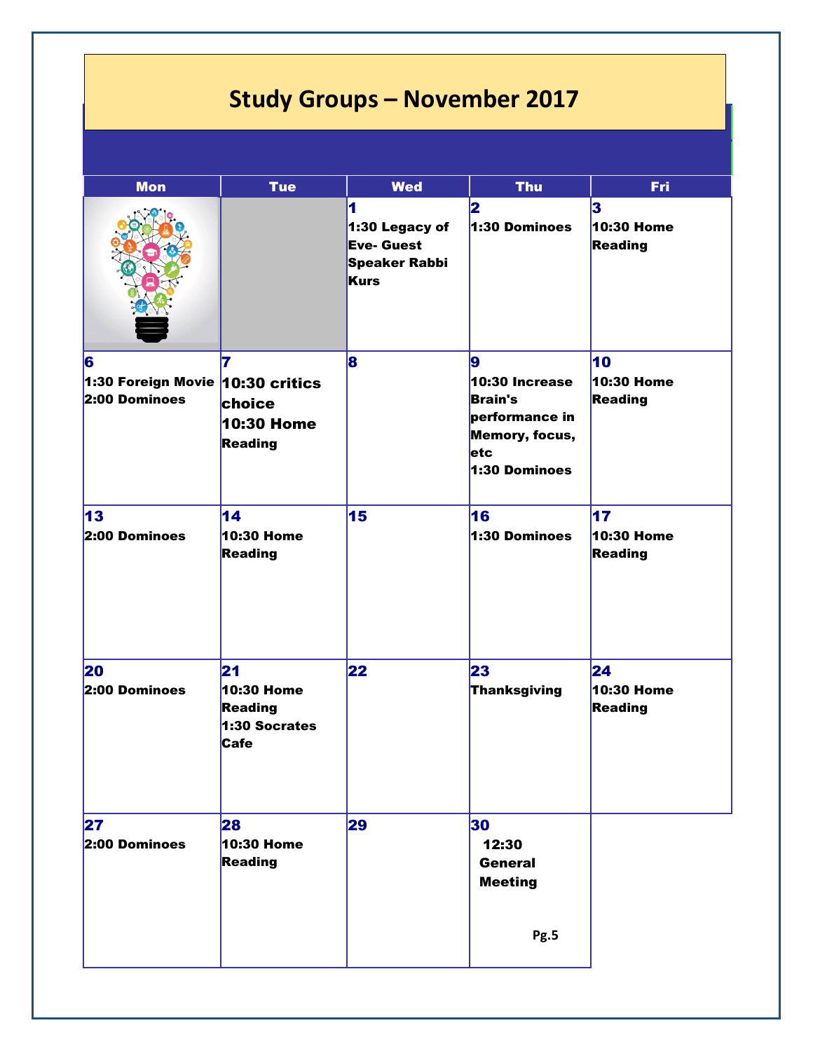# Study Groups – November 2017

| Mon | Tue | Wed | Thu | Fri |
|---|---|---|---|---|
| | | 1<br>1:30 Legacy of Eve- Guest Speaker Rabbi Kurs | 2<br>1:30 Dominoes | 3<br>10:30 Home Reading |
| 6<br>1:30 Foreign Movie<br>2:00 Dominoes | 7<br>10:30 critics choice<br>10:30 Home Reading | 8 | 9<br>10:30 Increase Brain's performance in Memory, focus, etc<br>1:30 Dominoes | 10<br>10:30 Home Reading |
| 13<br>2:00 Dominoes | 14<br>10:30 Home Reading | 15 | 16<br>1:30 Dominoes | 17<br>10:30 Home Reading |
| 20<br>2:00 Dominoes | 21<br>10:30 Home Reading<br>1:30 Socrates Cafe | 22 | 23<br>Thanksgiving | 24<br>10:30 Home Reading |
| 27<br>2:00 Dominoes | 28<br>10:30 Home Reading | 29 | 30<br>12:30 General Meeting | |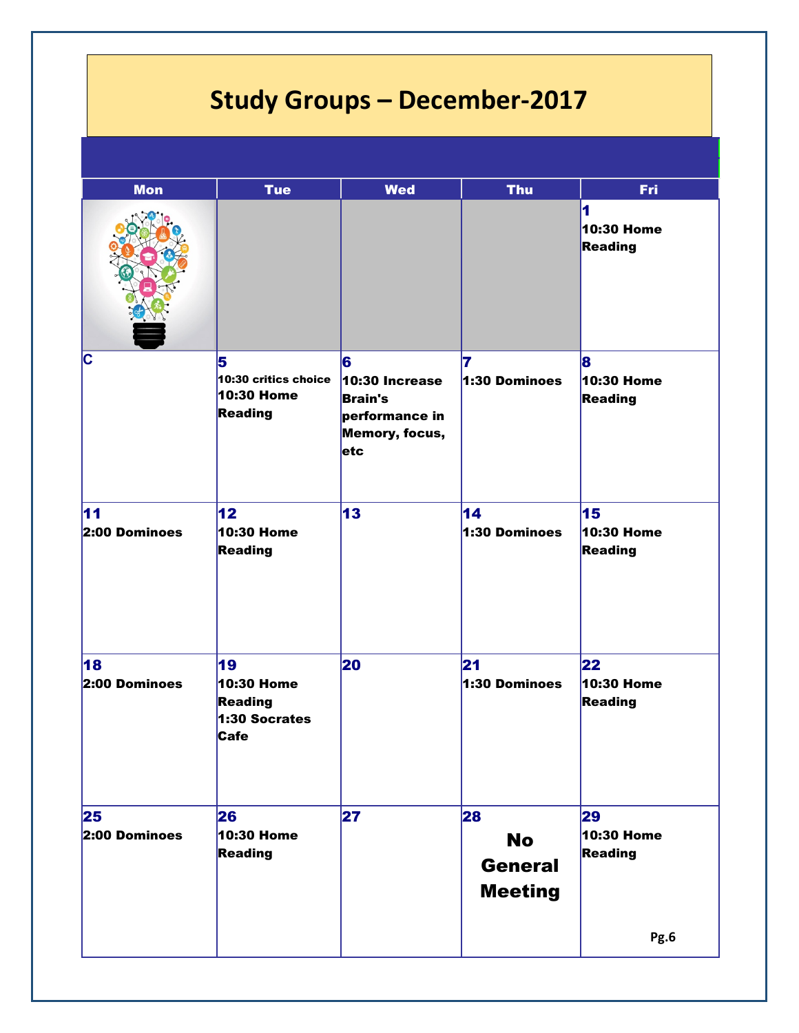# Study Groups – December-2017

| Mon | Tue | Wed | Thu | Fri |
|---|---|---|---|---|
| | | | | **1**<br>10:30 Home Reading |
| C | **5**<br>10:30 critics choice<br>10:30 Home Reading | **6**<br>10:30 Increase Brain's performance in Memory, focus, etc | **7**<br>1:30 Dominoes | **8**<br>10:30 Home Reading |
| **11**<br>2:00 Dominoes | **12**<br>10:30 Home Reading | **13** | **14**<br>1:30 Dominoes | **15**<br>10:30 Home Reading |
| **18**<br>2:00 Dominoes | **19**<br>10:30 Home Reading<br>1:30 Socrates Cafe | **20** | **21**<br>1:30 Dominoes | **22**<br>10:30 Home Reading |
| **25**<br>2:00 Dominoes | **26**<br>10:30 Home Reading | **27** | **28**<br>**No General Meeting** | **29**<br>10:30 Home Reading |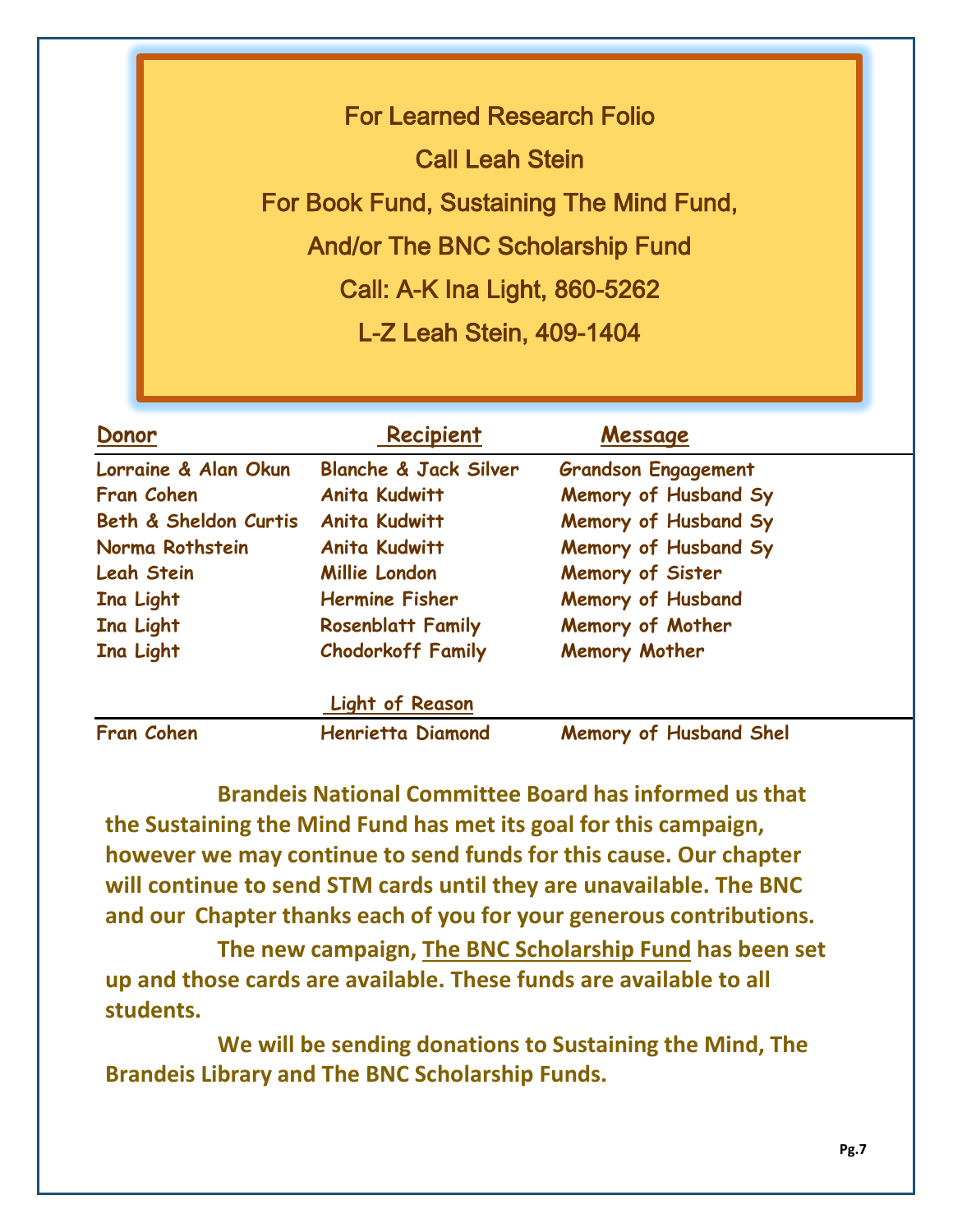For Learned Research Folio

Call Leah Stein

For Book Fund, Sustaining The Mind Fund,

And/or The BNC Scholarship Fund

Call: A-K Ina Light, 860-5262

L-Z Leah Stein, 409-1404

| Donor | Recipient | Message |
|---|---|---|
| Lorraine & Alan Okun | Blanche & Jack Silver | Grandson Engagement |
| Fran Cohen | Anita Kudwitt | Memory of Husband Sy |
| Beth & Sheldon Curtis | Anita Kudwitt | Memory of Husband Sy |
| Norma Rothstein | Anita Kudwitt | Memory of Husband Sy |
| Leah Stein | Millie London | Memory of Sister |
| Ina Light | Hermine Fisher | Memory of Husband |
| Ina Light | Rosenblatt Family | Memory of Mother |
| Ina Light | Chodorkoff Family | Memory Mother |
| | Light of Reason | |
| Fran Cohen | Henrietta Diamond | Memory of Husband Shel |

**Brandeis National Committee Board has informed us that the Sustaining the Mind Fund has met its goal for this campaign, however we may continue to send funds for this cause. Our chapter will continue to send STM cards until they are unavailable. The BNC and our Chapter thanks each of you for your generous contributions.**

**The new campaign, The BNC Scholarship Fund has been set up and those cards are available. These funds are available to all students.**

**We will be sending donations to Sustaining the Mind, The Brandeis Library and The BNC Scholarship Funds.**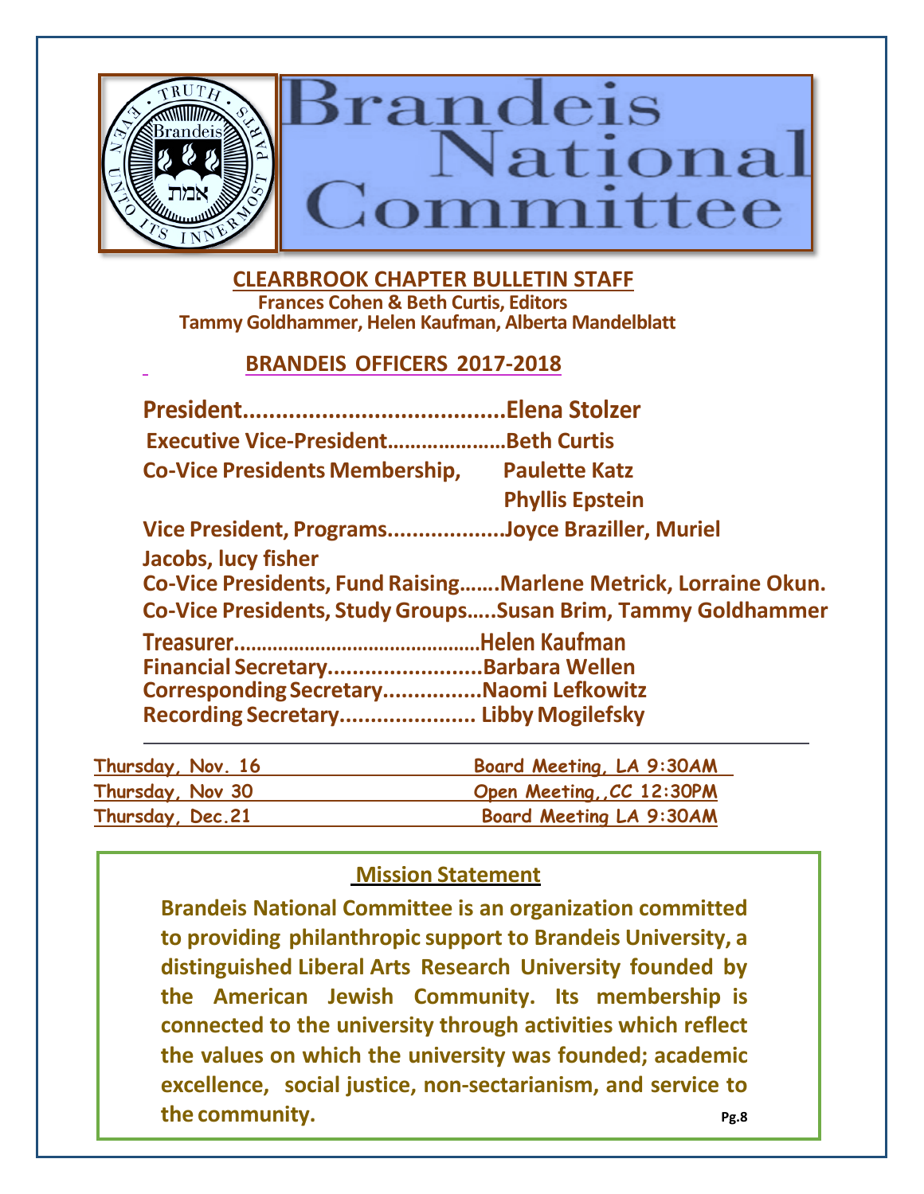# Brandeis National Committee

## CLEARBROOK CHAPTER BULLETIN STAFF

**Frances Cohen & Beth Curtis, Editors**
**Tammy Goldhammer, Helen Kaufman, Alberta Mandelblatt**

## BRANDEIS OFFICERS 2017-2018

**President........................................Elena Stolzer**
**Executive Vice-President.....................Beth Curtis**
**Co-Vice Presidents Membership, Paulette Katz**
**Phyllis Epstein**
**Vice President, Programs..................Joyce Braziller, Muriel Jacobs, lucy fisher**
**Co-Vice Presidents, Fund Raising.......Marlene Metrick, Lorraine Okun.**
**Co-Vice Presidents, Study Groups.....Susan Brim, Tammy Goldhammer**
**Treasurer............................................Helen Kaufman**
**Financial Secretary.........................Barbara Wellen**
**Corresponding Secretary................Naomi Lefkowitz**
**Recording Secretary...................... Libby Mogilefsky**

| | |
|---|---|
| Thursday, Nov. 16 | Board Meeting, LA 9:30AM |
| Thursday, Nov 30 | Open Meeting,,CC 12:30PM |
| Thursday, Dec.21 | Board Meeting LA 9:30AM |

## Mission Statement

**Brandeis National Committee is an organization committed to providing philanthropic support to Brandeis University, a distinguished Liberal Arts Research University founded by the American Jewish Community. Its membership is connected to the university through activities which reflect the values on which the university was founded; academic excellence, social justice, non-sectarianism, and service to the community.**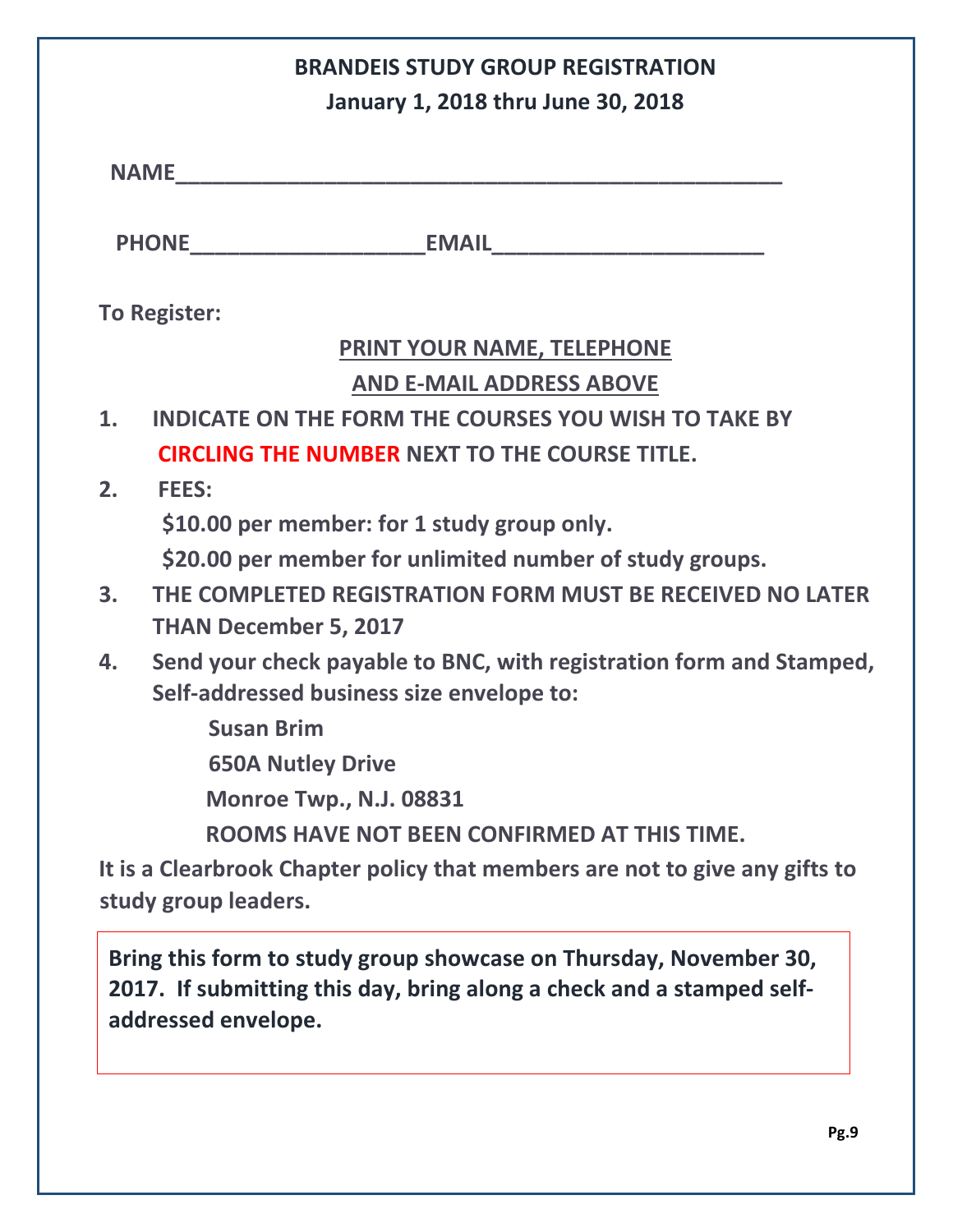# BRANDEIS STUDY GROUP REGISTRATION

## January 1, 2018 thru June 30, 2018

**NAME**____________________________________________________

**PHONE**____________________**EMAIL**______________________

**To Register:**

**PRINT YOUR NAME, TELEPHONE AND E-MAIL ADDRESS ABOVE**

1. **INDICATE ON THE FORM THE COURSES YOU WISH TO TAKE BY CIRCLING THE NUMBER NEXT TO THE COURSE TITLE.**
2. **FEES:**
   **$10.00 per member: for 1 study group only.**
   **$20.00 per member for unlimited number of study groups.**
3. **THE COMPLETED REGISTRATION FORM MUST BE RECEIVED NO LATER THAN December 5, 2017**
4. **Send your check payable to BNC, with registration form and Stamped, Self-addressed business size envelope to:**

   **Susan Brim**
   **650A Nutley Drive**
   **Monroe Twp., N.J. 08831**

   **ROOMS HAVE NOT BEEN CONFIRMED AT THIS TIME.**

**It is a Clearbrook Chapter policy that members are not to give any gifts to study group leaders.**

**Bring this form to study group showcase on Thursday, November 30, 2017. If submitting this day, bring along a check and a stamped self-addressed envelope.**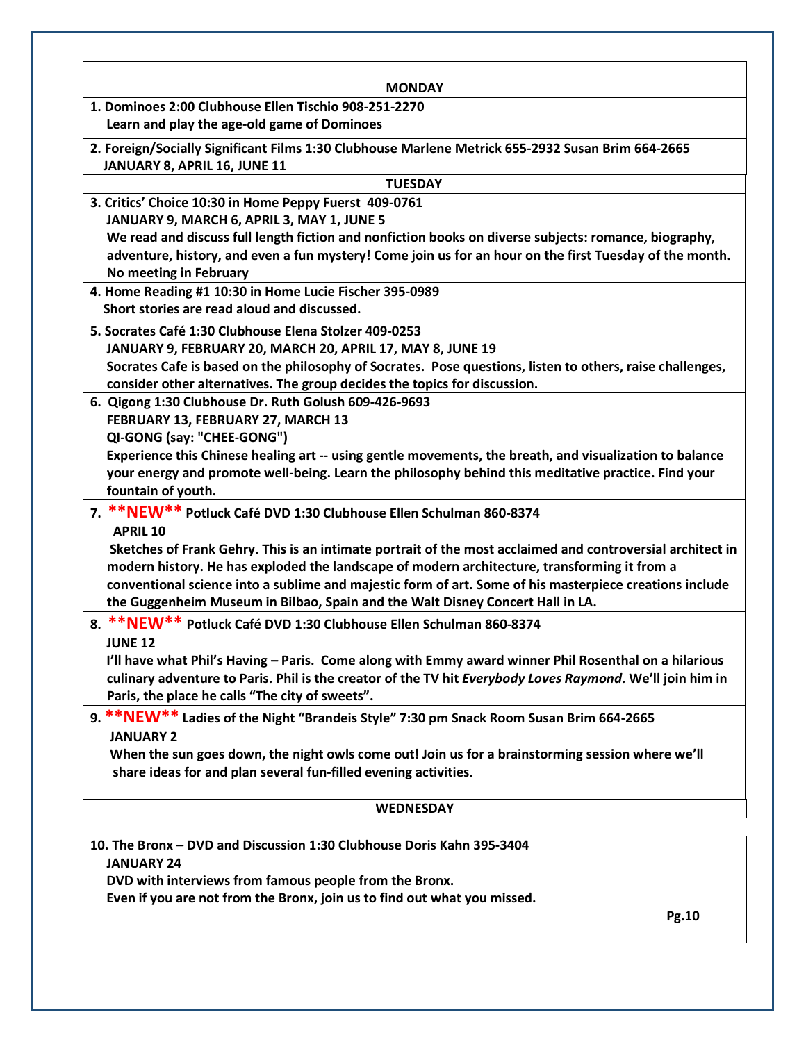## MONDAY

**1. Dominoes 2:00 Clubhouse Ellen Tischio 908-251-2270**
**Learn and play the age-old game of Dominoes**

**2. Foreign/Socially Significant Films 1:30 Clubhouse Marlene Metrick 655-2932 Susan Brim 664-2665**
**JANUARY 8, APRIL 16, JUNE 11**

## TUESDAY

**3. Critics' Choice 10:30 in Home Peppy Fuerst 409-0761**
**JANUARY 9, MARCH 6, APRIL 3, MAY 1, JUNE 5**
**We read and discuss full length fiction and nonfiction books on diverse subjects: romance, biography, adventure, history, and even a fun mystery! Come join us for an hour on the first Tuesday of the month. No meeting in February**

**4. Home Reading #1 10:30 in Home Lucie Fischer 395-0989**
**Short stories are read aloud and discussed.**

**5. Socrates Café 1:30 Clubhouse Elena Stolzer 409-0253**
**JANUARY 9, FEBRUARY 20, MARCH 20, APRIL 17, MAY 8, JUNE 19**
**Socrates Cafe is based on the philosophy of Socrates. Pose questions, listen to others, raise challenges, consider other alternatives. The group decides the topics for discussion.**

**6. Qigong 1:30 Clubhouse Dr. Ruth Golush 609-426-9693**
**FEBRUARY 13, FEBRUARY 27, MARCH 13**
**QI-GONG (say: "CHEE-GONG")**
**Experience this Chinese healing art -- using gentle movements, the breath, and visualization to balance your energy and promote well-being. Learn the philosophy behind this meditative practice. Find your fountain of youth.**

**7. \*\*NEW\*\* Potluck Café DVD 1:30 Clubhouse Ellen Schulman 860-8374**
**APRIL 10**
**Sketches of Frank Gehry. This is an intimate portrait of the most acclaimed and controversial architect in modern history. He has exploded the landscape of modern architecture, transforming it from a conventional science into a sublime and majestic form of art. Some of his masterpiece creations include the Guggenheim Museum in Bilbao, Spain and the Walt Disney Concert Hall in LA.**

**8. \*\*NEW\*\* Potluck Café DVD 1:30 Clubhouse Ellen Schulman 860-8374**
**JUNE 12**
**I'll have what Phil's Having – Paris. Come along with Emmy award winner Phil Rosenthal on a hilarious culinary adventure to Paris. Phil is the creator of the TV hit *Everybody Loves Raymond*. We'll join him in Paris, the place he calls "The city of sweets".**

**9. \*\*NEW\*\* Ladies of the Night "Brandeis Style" 7:30 pm Snack Room Susan Brim 664-2665**
**JANUARY 2**
**When the sun goes down, the night owls come out! Join us for a brainstorming session where we'll share ideas for and plan several fun-filled evening activities.**

## WEDNESDAY

**10. The Bronx – DVD and Discussion 1:30 Clubhouse Doris Kahn 395-3404**
**JANUARY 24**
**DVD with interviews from famous people from the Bronx.**
**Even if you are not from the Bronx, join us to find out what you missed.**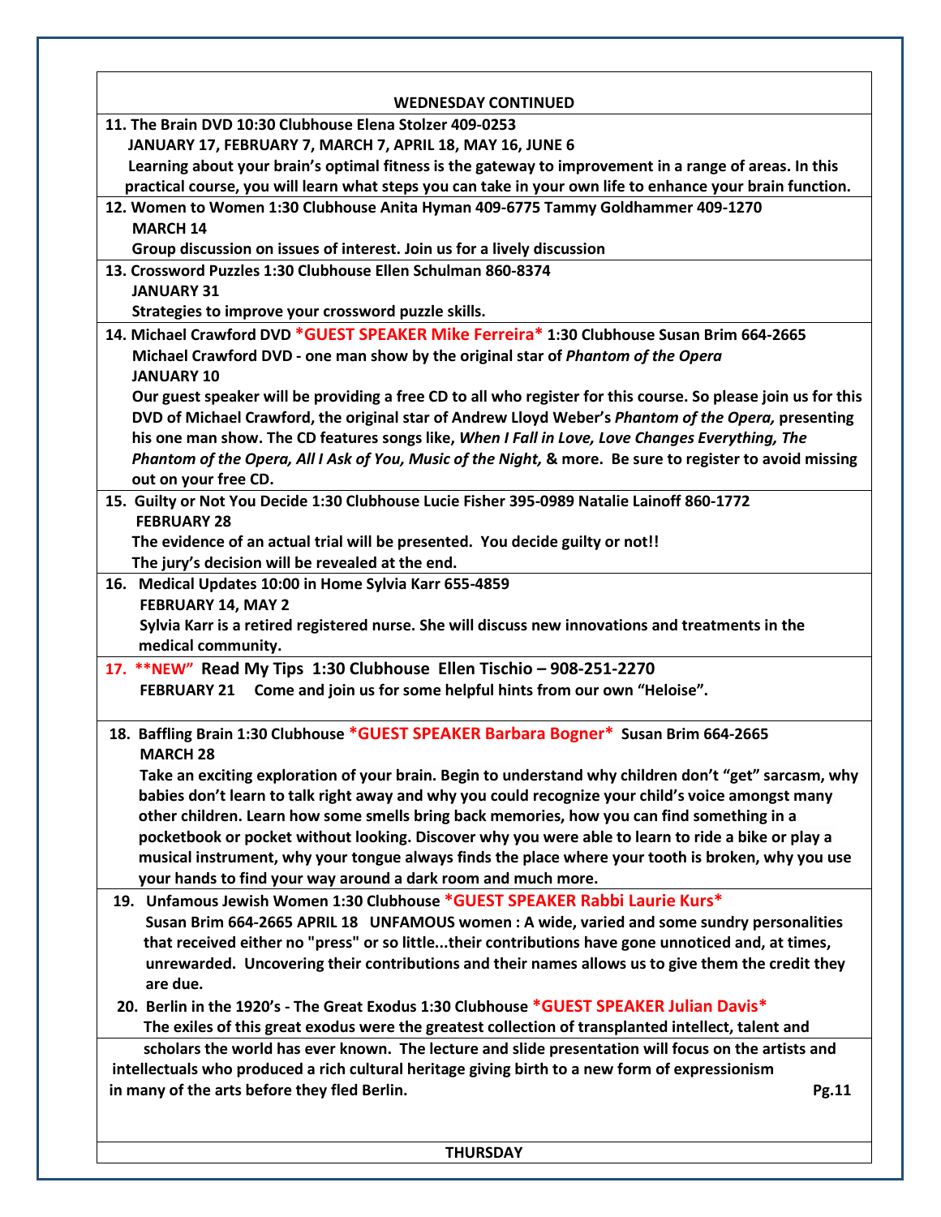## WEDNESDAY CONTINUED

**11. The Brain DVD 10:30 Clubhouse Elena Stolzer 409-0253**
**JANUARY 17, FEBRUARY 7, MARCH 7, APRIL 18, MAY 16, JUNE 6**
**Learning about your brain's optimal fitness is the gateway to improvement in a range of areas. In this practical course, you will learn what steps you can take in your own life to enhance your brain function.**

**12. Women to Women 1:30 Clubhouse Anita Hyman 409-6775 Tammy Goldhammer 409-1270**
**MARCH 14**
**Group discussion on issues of interest. Join us for a lively discussion**

**13. Crossword Puzzles 1:30 Clubhouse Ellen Schulman 860-8374**
**JANUARY 31**
**Strategies to improve your crossword puzzle skills.**

**14. Michael Crawford DVD *GUEST SPEAKER Mike Ferreira* 1:30 Clubhouse Susan Brim 664-2665**
**Michael Crawford DVD - one man show by the original star of *Phantom of the Opera***
**JANUARY 10**
**Our guest speaker will be providing a free CD to all who register for this course. So please join us for this DVD of Michael Crawford, the original star of Andrew Lloyd Weber's *Phantom of the Opera,* presenting his one man show. The CD features songs like, *When I Fall in Love, Love Changes Everything, The Phantom of the Opera, All I Ask of You, Music of the Night,* & more. Be sure to register to avoid missing out on your free CD.**

**15. Guilty or Not You Decide 1:30 Clubhouse Lucie Fisher 395-0989 Natalie Lainoff 860-1772**
**FEBRUARY 28**
**The evidence of an actual trial will be presented. You decide guilty or not!!**
**The jury's decision will be revealed at the end.**

**16. Medical Updates 10:00 in Home Sylvia Karr 655-4859**
**FEBRUARY 14, MAY 2**
**Sylvia Karr is a retired registered nurse. She will discuss new innovations and treatments in the medical community.**

**17. **NEW" Read My Tips 1:30 Clubhouse Ellen Tischio – 908-251-2270**
**FEBRUARY 21 Come and join us for some helpful hints from our own "Heloise".**

**18. Baffling Brain 1:30 Clubhouse *GUEST SPEAKER Barbara Bogner* Susan Brim 664-2665**
**MARCH 28**
**Take an exciting exploration of your brain. Begin to understand why children don't "get" sarcasm, why babies don't learn to talk right away and why you could recognize your child's voice amongst many other children. Learn how some smells bring back memories, how you can find something in a pocketbook or pocket without looking. Discover why you were able to learn to ride a bike or play a musical instrument, why your tongue always finds the place where your tooth is broken, why you use your hands to find your way around a dark room and much more.**

**19. Unfamous Jewish Women 1:30 Clubhouse *GUEST SPEAKER Rabbi Laurie Kurs***
**Susan Brim 664-2665 APRIL 18 UNFAMOUS women : A wide, varied and some sundry personalities that received either no "press" or so little...their contributions have gone unnoticed and, at times, unrewarded. Uncovering their contributions and their names allows us to give them the credit they are due.**

**20. Berlin in the 1920's - The Great Exodus 1:30 Clubhouse *GUEST SPEAKER Julian Davis***
**The exiles of this great exodus were the greatest collection of transplanted intellect, talent and scholars the world has ever known. The lecture and slide presentation will focus on the artists and intellectuals who produced a rich cultural heritage giving birth to a new form of expressionism in many of the arts before they fled Berlin.**

## THURSDAY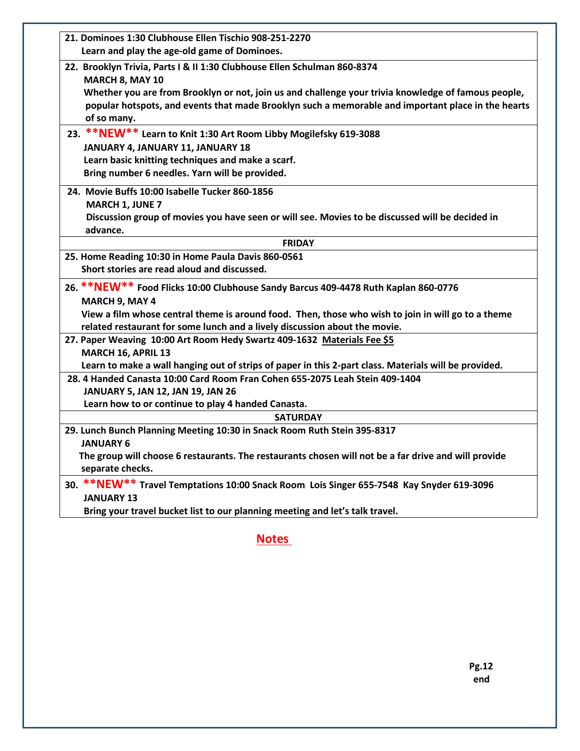**21. Dominoes 1:30 Clubhouse Ellen Tischio 908-251-2270**
**Learn and play the age-old game of Dominoes.**

**22. Brooklyn Trivia, Parts I & II 1:30 Clubhouse Ellen Schulman 860-8374**
**MARCH 8, MAY 10**
**Whether you are from Brooklyn or not, join us and challenge your trivia knowledge of famous people, popular hotspots, and events that made Brooklyn such a memorable and important place in the hearts of so many.**

**23. \*\*NEW\*\* Learn to Knit 1:30 Art Room Libby Mogilefsky 619-3088**
**JANUARY 4, JANUARY 11, JANUARY 18**
**Learn basic knitting techniques and make a scarf.**
**Bring number 6 needles. Yarn will be provided.**

**24. Movie Buffs 10:00 Isabelle Tucker 860-1856**
**MARCH 1, JUNE 7**
**Discussion group of movies you have seen or will see. Movies to be discussed will be decided in advance.**

**FRIDAY**

**25. Home Reading 10:30 in Home Paula Davis 860-0561**
**Short stories are read aloud and discussed.**

**26. \*\*NEW\*\* Food Flicks 10:00 Clubhouse Sandy Barcus 409-4478 Ruth Kaplan 860-0776**
**MARCH 9, MAY 4**
**View a film whose central theme is around food. Then, those who wish to join in will go to a theme related restaurant for some lunch and a lively discussion about the movie.**

**27. Paper Weaving 10:00 Art Room Hedy Swartz 409-1632 Materials Fee $5**
**MARCH 16, APRIL 13**
**Learn to make a wall hanging out of strips of paper in this 2-part class. Materials will be provided.**

**28. 4 Handed Canasta 10:00 Card Room Fran Cohen 655-2075 Leah Stein 409-1404**
**JANUARY 5, JAN 12, JAN 19, JAN 26**
**Learn how to or continue to play 4 handed Canasta.**

**SATURDAY**

**29. Lunch Bunch Planning Meeting 10:30 in Snack Room Ruth Stein 395-8317**
**JANUARY 6**
**The group will choose 6 restaurants. The restaurants chosen will not be a far drive and will provide separate checks.**

**30. \*\*NEW\*\* Travel Temptations 10:00 Snack Room Lois Singer 655-7548 Kay Snyder 619-3096**
**JANUARY 13**
**Bring your travel bucket list to our planning meeting and let's talk travel.**

## Notes

**end**